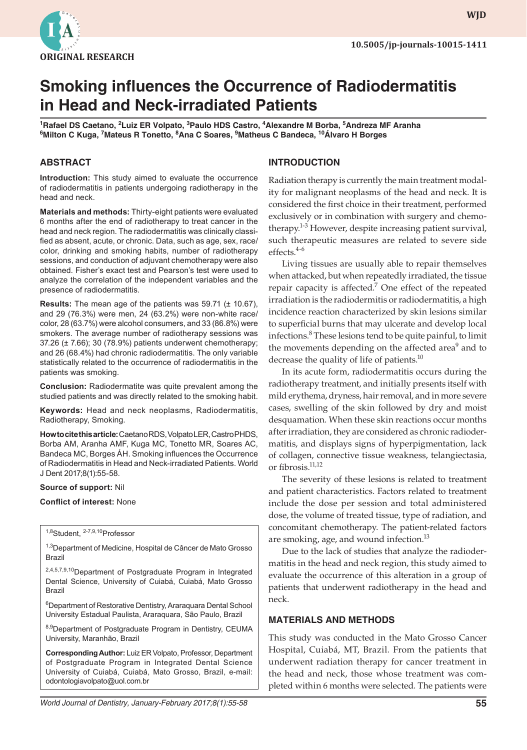ORIGINAL RESEARCH

10.5005/jp-journals-10015-1411

# Smoking influences the Occurrence of Radiodermatitis in Head and Neck-irradiated Patients

[1]Rafael DS Caetano, [2]Luiz ER Volpato, [3]Paulo HDS Castro, [4]Alexandre M Borba, [5]Andreza MF Aranha [6]Milton C Kuga, [7]Mateus R Tonetto, [8]Ana C Soares, [9]Matheus C Bandeca, [10]Álvaro H Borges

## ABSTRACT

**Introduction:** This study aimed to evaluate the occurrence of radiodermatitis in patients undergoing radiotherapy in the head and neck.

**Materials and methods:** Thirty-eight patients were evaluated 6 months after the end of radiotherapy to treat cancer in the head and neck region. The radiodermatitis was clinically classified as absent, acute, or chronic. Data, such as age, sex, race/color, drinking and smoking habits, number of radiotherapy sessions, and conduction of adjuvant chemotherapy were also obtained. Fisher's exact test and Pearson's test were used to analyze the correlation of the independent variables and the presence of radiodermatitis.

**Results:** The mean age of the patients was 59.71 (± 10.67), and 29 (76.3%) were men, 24 (63.2%) were non-white race/color, 28 (63.7%) were alcohol consumers, and 33 (86.8%) were smokers. The average number of radiotherapy sessions was 37.26 (± 7.66); 30 (78.9%) patients underwent chemotherapy; and 26 (68.4%) had chronic radiodermatitis. The only variable statistically related to the occurrence of radiodermatitis in the patients was smoking.

**Conclusion:** Radiodermate was quite prevalent among the studied patients and was directly related to the smoking habit.

**Keywords:** Head and neck neoplasms, Radiodermatitis, Radiotherapy, Smoking.

**How to cite this article:** Caetano RDS, Volpato LER, Castro PHDS, Borba AM, Aranha AMF, Kuga MC, Tonetto MR, Soares AC, Bandeca MC, Borges ÁH. Smoking influences the Occurrence of Radiodermatitis in Head and Neck-irradiated Patients. World J Dent 2017;8(1):55-58.

**Source of support:** Nil

**Conflict of interest:** None

[1,8]Student, [2-7,9,10]Professor

[1,3]Department of Medicine, Hospital de Câncer de Mato Grosso Brazil

[2,4,5,7,9,10]Department of Postgraduate Program in Integrated Dental Science, University of Cuiabá, Cuiabá, Mato Grosso Brazil

[6]Department of Restorative Dentistry, Araraquara Dental School University Estadual Paulista, Araraquara, São Paulo, Brazil

[8,9]Department of Postgraduate Program in Dentistry, CEUMA University, Maranhão, Brazil

**Corresponding Author:** Luiz ER Volpato, Professor, Department of Postgraduate Program in Integrated Dental Science University of Cuiabá, Cuiabá, Mato Grosso, Brazil, e-mail: odontologiavolpato@uol.com.br

## INTRODUCTION

Radiation therapy is currently the main treatment modality for malignant neoplasms of the head and neck. It is considered the first choice in their treatment, performed exclusively or in combination with surgery and chemotherapy.[1-3] However, despite increasing patient survival, such therapeutic measures are related to severe side effects.[4-6]

Living tissues are usually able to repair themselves when attacked, but when repeatedly irradiated, the tissue repair capacity is affected.[7] One effect of the repeated irradiation is the radiodermis or radiodermatitis, a high incidence reaction characterized by skin lesions similar to superficial burns that may ulcerate and develop local infections.[8] These lesions tend to be quite painful, to limit the movements depending on the affected area[9] and to decrease the quality of life of patients.[10]

In its acute form, radiodermatitis occurs during the radiotherapy treatment, and initially presents itself with mild erythema, dryness, hair removal, and in more severe cases, swelling of the skin followed by dry and moist desquamation. When these skin reactions occur months after irradiation, they are considered as chronic radiodermatitis, and displays signs of hyperpigmentation, lack of collagen, connective tissue weakness, telangiectasia, or fibrosis.[11,12]

The severity of these lesions is related to treatment and patient characteristics. Factors related to treatment include the dose per session and total administered dose, the volume of treated tissue, type of radiation, and concomitant chemotherapy. The patient-related factors are smoking, age, and wound infection.[13]

Due to the lack of studies that analyze the radiodermatitis in the head and neck region, this study aimed to evaluate the occurrence of this alteration in a group of patients that underwent radiotherapy in the head and neck.

## MATERIALS AND METHODS

This study was conducted in the Mato Grosso Cancer Hospital, Cuiabá, MT, Brazil. From the patients that underwent radiation therapy for cancer treatment in the head and neck, those whose treatment was completed within 6 months were selected. The patients were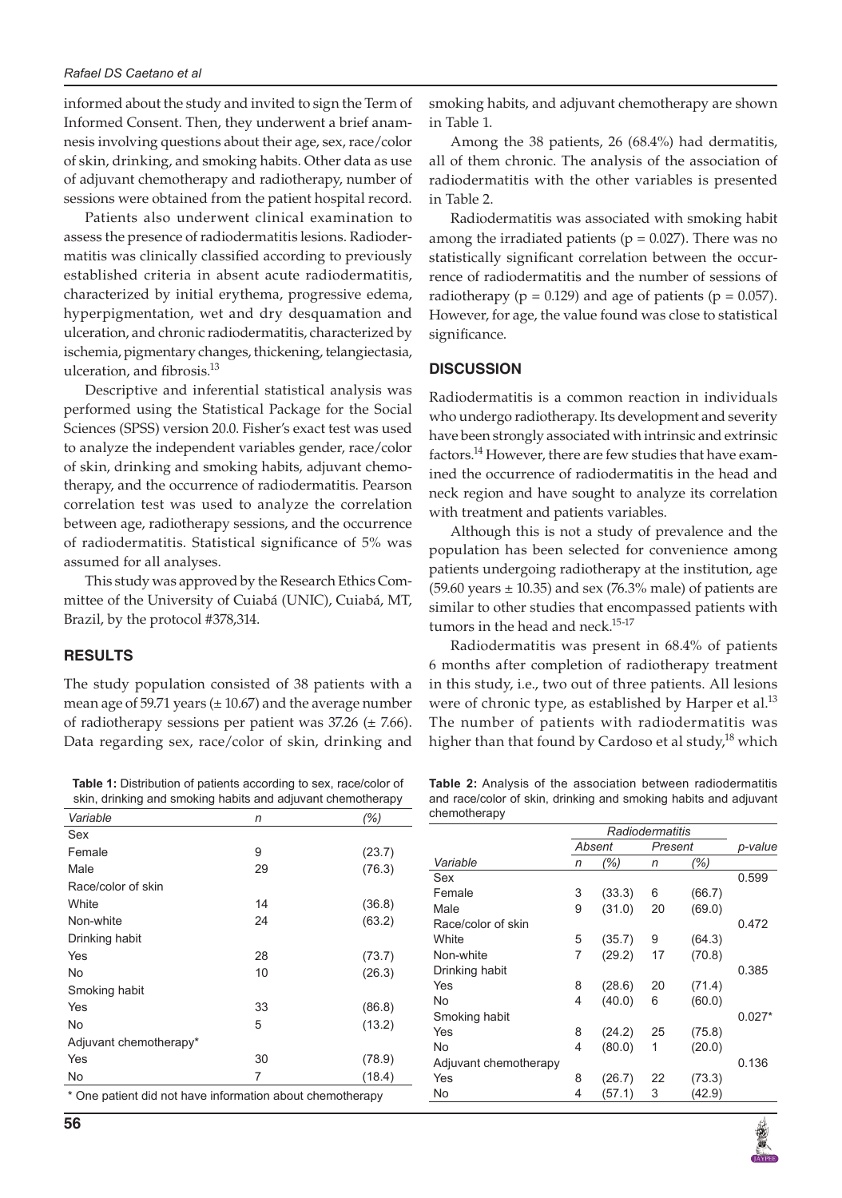informed about the study and invited to sign the Term of Informed Consent. Then, they underwent a brief anamnesis involving questions about their age, sex, race/color of skin, drinking, and smoking habits. Other data as use of adjuvant chemotherapy and radiotherapy, number of sessions were obtained from the patient hospital record.

Patients also underwent clinical examination to assess the presence of radiodermatitis lesions. Radiodermatitis was clinically classified according to previously established criteria in absent acute radiodermatitis, characterized by initial erythema, progressive edema, hyperpigmentation, wet and dry desquamation and ulceration, and chronic radiodermatitis, characterized by ischemia, pigmentary changes, thickening, telangiectasia, ulceration, and fibrosis.[13]

Descriptive and inferential statistical analysis was performed using the Statistical Package for the Social Sciences (SPSS) version 20.0. Fisher's exact test was used to analyze the independent variables gender, race/color of skin, drinking and smoking habits, adjuvant chemotherapy, and the occurrence of radiodermatitis. Pearson correlation test was used to analyze the correlation between age, radiotherapy sessions, and the occurrence of radiodermatitis. Statistical significance of 5% was assumed for all analyses.

This study was approved by the Research Ethics Committee of the University of Cuiabá (UNIC), Cuiabá, MT, Brazil, by the protocol #378,314.

## RESULTS

The study population consisted of 38 patients with a mean age of 59.71 years (± 10.67) and the average number of radiotherapy sessions per patient was 37.26 (± 7.66). Data regarding sex, race/color of skin, drinking and smoking habits, and adjuvant chemotherapy are shown in Table 1.

Among the 38 patients, 26 (68.4%) had dermatitis, all of them chronic. The analysis of the association of radiodermatitis with the other variables is presented in Table 2.

Radiodermatitis was associated with smoking habit among the irradiated patients ($p = 0.027$). There was no statistically significant correlation between the occurrence of radiodermatitis and the number of sessions of radiotherapy ($p = 0.129$) and age of patients ($p = 0.057$). However, for age, the value found was close to statistical significance.

## DISCUSSION

Radiodermatitis is a common reaction in individuals who undergo radiotherapy. Its development and severity have been strongly associated with intrinsic and extrinsic factors.[14] However, there are few studies that have examined the occurrence of radiodermatitis in the head and neck region and have sought to analyze its correlation with treatment and patients variables.

Although this is not a study of prevalence and the population has been selected for convenience among patients undergoing radiotherapy at the institution, age (59.60 years ± 10.35) and sex (76.3% male) of patients are similar to other studies that encompassed patients with tumors in the head and neck.[15-17]

Radiodermatitis was present in 68.4% of patients 6 months after completion of radiotherapy treatment in this study, i.e., two out of three patients. All lesions were of chronic type, as established by Harper et al.[13] The number of patients with radiodermatitis was higher than that found by Cardoso et al study,[18] which

**Table 1:** Distribution of patients according to sex, race/color of skin, drinking and smoking habits and adjuvant chemotherapy

| *Variable* | *n* | *(%)* |
|---|---|---|
| Sex | | |
| Female | 9 | (23.7) |
| Male | 29 | (76.3) |
| Race/color of skin | | |
| White | 14 | (36.8) |
| Non-white | 24 | (63.2) |
| Drinking habit | | |
| Yes | 28 | (73.7) |
| No | 10 | (26.3) |
| Smoking habit | | |
| Yes | 33 | (86.8) |
| No | 5 | (13.2) |
| Adjuvant chemotherapy* | | |
| Yes | 30 | (78.9) |
| No | 7 | (18.4) |

\* One patient did not have information about chemotherapy

**Table 2:** Analysis of the association between radiodermatitis and race/color of skin, drinking and smoking habits and adjuvant chemotherapy

| | *Radiodermatitis* | | | | |
|---|---|---|---|---|---|
| | *Absent* | | *Present* | | *p-value* |
| *Variable* | *n* | *(%)* | *n* | *(%)* | |
| Sex | | | | | 0.599 |
| Female | 3 | (33.3) | 6 | (66.7) | |
| Male | 9 | (31.0) | 20 | (69.0) | |
| Race/color of skin | | | | | 0.472 |
| White | 5 | (35.7) | 9 | (64.3) | |
| Non-white | 7 | (29.2) | 17 | (70.8) | |
| Drinking habit | | | | | 0.385 |
| Yes | 8 | (28.6) | 20 | (71.4) | |
| No | 4 | (40.0) | 6 | (60.0) | |
| Smoking habit | | | | | 0.027* |
| Yes | 8 | (24.2) | 25 | (75.8) | |
| No | 4 | (80.0) | 1 | (20.0) | |
| Adjuvant chemotherapy | | | | | 0.136 |
| Yes | 8 | (26.7) | 22 | (73.3) | |
| No | 4 | (57.1) | 3 | (42.9) | |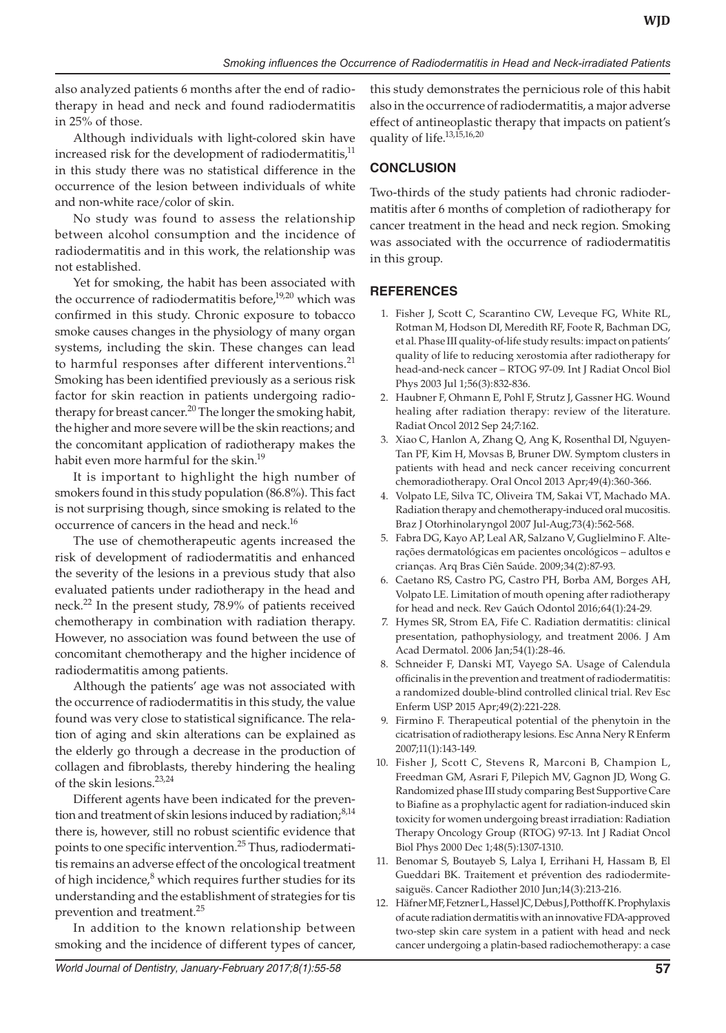also analyzed patients 6 months after the end of radiotherapy in head and neck and found radiodermatitis in 25% of those.

Although individuals with light-colored skin have increased risk for the development of radiodermatitis,[11] in this study there was no statistical difference in the occurrence of the lesion between individuals of white and non-white race/color of skin.

No study was found to assess the relationship between alcohol consumption and the incidence of radiodermatitis and in this work, the relationship was not established.

Yet for smoking, the habit has been associated with the occurrence of radiodermatitis before,[19,20] which was confirmed in this study. Chronic exposure to tobacco smoke causes changes in the physiology of many organ systems, including the skin. These changes can lead to harmful responses after different interventions.[21] Smoking has been identified previously as a serious risk factor for skin reaction in patients undergoing radiotherapy for breast cancer.[20] The longer the smoking habit, the higher and more severe will be the skin reactions; and the concomitant application of radiotherapy makes the habit even more harmful for the skin.[19]

It is important to highlight the high number of smokers found in this study population (86.8%). This fact is not surprising though, since smoking is related to the occurrence of cancers in the head and neck.[16]

The use of chemotherapeutic agents increased the risk of development of radiodermatitis and enhanced the severity of the lesions in a previous study that also evaluated patients under radiotherapy in the head and neck.[22] In the present study, 78.9% of patients received chemotherapy in combination with radiation therapy. However, no association was found between the use of concomitant chemotherapy and the higher incidence of radiodermatitis among patients.

Although the patients' age was not associated with the occurrence of radiodermatitis in this study, the value found was very close to statistical significance. The relation of aging and skin alterations can be explained as the elderly go through a decrease in the production of collagen and fibroblasts, thereby hindering the healing of the skin lesions.[23,24]

Different agents have been indicated for the prevention and treatment of skin lesions induced by radiation;[8,14] there is, however, still no robust scientific evidence that points to one specific intervention.[25] Thus, radiodermatitis remains an adverse effect of the oncological treatment of high incidence,[8] which requires further studies for its understanding and the establishment of strategies for tis prevention and treatment.[25]

In addition to the known relationship between smoking and the incidence of different types of cancer, this study demonstrates the pernicious role of this habit also in the occurrence of radiodermatitis, a major adverse effect of antineoplastic therapy that impacts on patient's quality of life.[13,15,16,20]

## CONCLUSION

Two-thirds of the study patients had chronic radiodermatitis after 6 months of completion of radiotherapy for cancer treatment in the head and neck region. Smoking was associated with the occurrence of radiodermatitis in this group.

## REFERENCES

1. Fisher J, Scott C, Scarantino CW, Leveque FG, White RL, Rotman M, Hodson DI, Meredith RF, Foote R, Bachman DG, et al. Phase III quality-of-life study results: impact on patients' quality of life to reducing xerostomia after radiotherapy for head-and-neck cancer – RTOG 97-09. Int J Radiat Oncol Biol Phys 2003 Jul 1;56(3):832-836.
2. Haubner F, Ohmann E, Pohl F, Strutz J, Gassner HG. Wound healing after radiation therapy: review of the literature. Radiat Oncol 2012 Sep 24;7:162.
3. Xiao C, Hanlon A, Zhang Q, Ang K, Rosenthal DI, Nguyen-Tan PF, Kim H, Movsas B, Bruner DW. Symptom clusters in patients with head and neck cancer receiving concurrent chemoradiotherapy. Oral Oncol 2013 Apr;49(4):360-366.
4. Volpato LE, Silva TC, Oliveira TM, Sakai VT, Machado MA. Radiation therapy and chemotherapy-induced oral mucositis. Braz J Otorhinolaryngol 2007 Jul-Aug;73(4):562-568.
5. Fabra DG, Kayo AP, Leal AR, Salzano V, Guglielmino F. Alterações dermatológicas em pacientes oncológicos – adultos e crianças. Arq Bras Ciên Saúde. 2009;34(2):87-93.
6. Caetano RS, Castro PG, Castro PH, Borba AM, Borges AH, Volpato LE. Limitation of mouth opening after radiotherapy for head and neck. Rev Gaúch Odontol 2016;64(1):24-29.
7. Hymes SR, Strom EA, Fife C. Radiation dermatitis: clinical presentation, pathophysiology, and treatment 2006. J Am Acad Dermatol. 2006 Jan;54(1):28-46.
8. Schneider F, Danski MT, Vayego SA. Usage of Calendula officinalis in the prevention and treatment of radiodermatitis: a randomized double-blind controlled clinical trial. Rev Esc Enferm USP 2015 Apr;49(2):221-228.
9. Firmino F. Therapeutical potential of the phenytoin in the cicatrisation of radiotherapy lesions. Esc Anna Nery R Enferm 2007;11(1):143-149.
10. Fisher J, Scott C, Stevens R, Marconi B, Champion L, Freedman GM, Asrari F, Pilepich MV, Gagnon JD, Wong G. Randomized phase III study comparing Best Supportive Care to Biafine as a prophylactic agent for radiation-induced skin toxicity for women undergoing breast irradiation: Radiation Therapy Oncology Group (RTOG) 97-13. Int J Radiat Oncol Biol Phys 2000 Dec 1;48(5):1307-1310.
11. Benomar S, Boutayeb S, Lalya I, Errihani H, Hassam B, El Gueddari BK. Traitement et prévention des radiodermitesaiguës. Cancer Radiother 2010 Jun;14(3):213-216.
12. Häfner MF, Fetzner L, Hassel JC, Debus J, Potthoff K. Prophylaxis of acute radiation dermatitis with an innovative FDA-approved two-step skin care system in a patient with head and neck cancer undergoing a platin-based radiochemotherapy: a case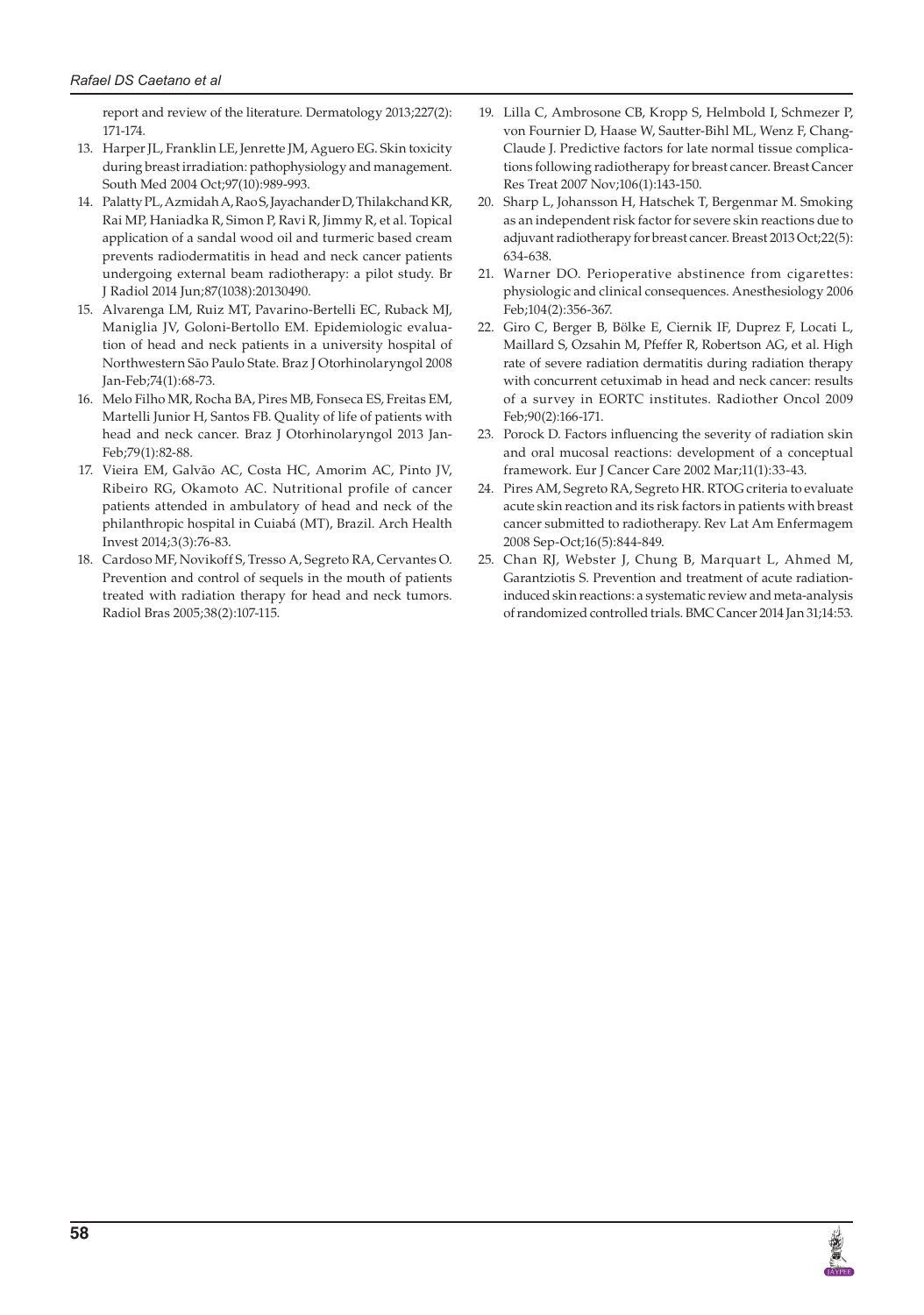report and review of the literature. Dermatology 2013;227(2): 171-174.

13. Harper JL, Franklin LE, Jenrette JM, Aguero EG. Skin toxicity during breast irradiation: pathophysiology and management. South Med 2004 Oct;97(10):989-993.
14. Palatty PL, Azmidah A, Rao S, Jayachander D, Thilakchand KR, Rai MP, Haniadka R, Simon P, Ravi R, Jimmy R, et al. Topical application of a sandal wood oil and turmeric based cream prevents radiodermatitis in head and neck cancer patients undergoing external beam radiotherapy: a pilot study. Br J Radiol 2014 Jun;87(1038):20130490.
15. Alvarenga LM, Ruiz MT, Pavarino-Bertelli EC, Ruback MJ, Maniglia JV, Goloni-Bertollo EM. Epidemiologic evaluation of head and neck patients in a university hospital of Northwestern São Paulo State. Braz J Otorhinolaryngol 2008 Jan-Feb;74(1):68-73.
16. Melo Filho MR, Rocha BA, Pires MB, Fonseca ES, Freitas EM, Martelli Junior H, Santos FB. Quality of life of patients with head and neck cancer. Braz J Otorhinolaryngol 2013 Jan-Feb;79(1):82-88.
17. Vieira EM, Galvão AC, Costa HC, Amorim AC, Pinto JV, Ribeiro RG, Okamoto AC. Nutritional profile of cancer patients attended in ambulatory of head and neck of the philanthropic hospital in Cuiabá (MT), Brazil. Arch Health Invest 2014;3(3):76-83.
18. Cardoso MF, Novikoff S, Tresso A, Segreto RA, Cervantes O. Prevention and control of sequels in the mouth of patients treated with radiation therapy for head and neck tumors. Radiol Bras 2005;38(2):107-115.
19. Lilla C, Ambrosone CB, Kropp S, Helmbold I, Schmezer P, von Fournier D, Haase W, Sautter-Bihl ML, Wenz F, Chang-Claude J. Predictive factors for late normal tissue complications following radiotherapy for breast cancer. Breast Cancer Res Treat 2007 Nov;106(1):143-150.
20. Sharp L, Johansson H, Hatschek T, Bergenmar M. Smoking as an independent risk factor for severe skin reactions due to adjuvant radiotherapy for breast cancer. Breast 2013 Oct;22(5): 634-638.
21. Warner DO. Perioperative abstinence from cigarettes: physiologic and clinical consequences. Anesthesiology 2006 Feb;104(2):356-367.
22. Giro C, Berger B, Bölke E, Ciernik IF, Duprez F, Locati L, Maillard S, Ozsahin M, Pfeffer R, Robertson AG, et al. High rate of severe radiation dermatitis during radiation therapy with concurrent cetuximab in head and neck cancer: results of a survey in EORTC institutes. Radiother Oncol 2009 Feb;90(2):166-171.
23. Porock D. Factors influencing the severity of radiation skin and oral mucosal reactions: development of a conceptual framework. Eur J Cancer Care 2002 Mar;11(1):33-43.
24. Pires AM, Segreto RA, Segreto HR. RTOG criteria to evaluate acute skin reaction and its risk factors in patients with breast cancer submitted to radiotherapy. Rev Lat Am Enfermagem 2008 Sep-Oct;16(5):844-849.
25. Chan RJ, Webster J, Chung B, Marquart L, Ahmed M, Garantziotis S. Prevention and treatment of acute radiation-induced skin reactions: a systematic review and meta-analysis of randomized controlled trials. BMC Cancer 2014 Jan 31;14:53.